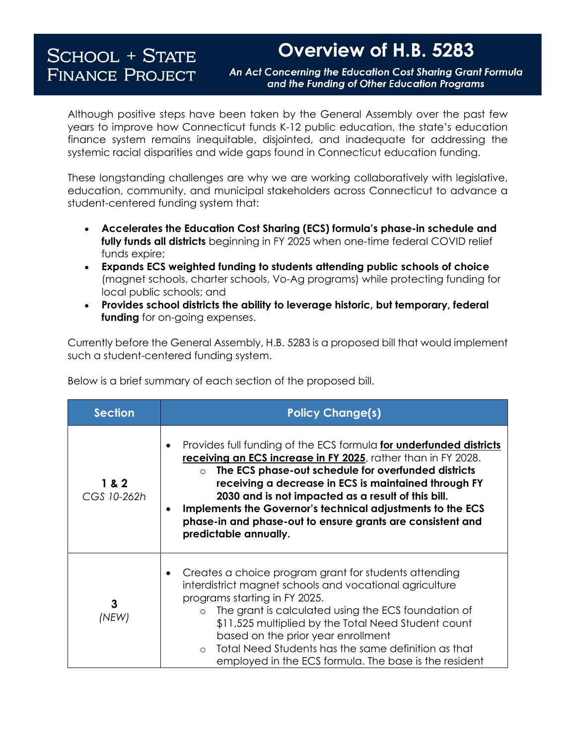SCHOOL + STATE FINANCE PROJECT

# Overview of H.B. 5283

*An Act Concerning the Education Cost Sharing Grant Formula and the Funding of Other Education Programs*

Although positive steps have been taken by the General Assembly over the past few years to improve how Connecticut funds K-12 public education, the state's education finance system remains inequitable, disjointed, and inadequate for addressing the systemic racial disparities and wide gaps found in Connecticut education funding.

These longstanding challenges are why we are working collaboratively with legislative, education, community, and municipal stakeholders across Connecticut to advance a student-centered funding system that:

- **Accelerates the Education Cost Sharing (ECS) formula's phase-in schedule and fully funds all districts** beginning in FY 2025 when one-time federal COVID relief funds expire;
- **Expands ECS weighted funding to students attending public schools of choice** (magnet schools, charter schools, Vo-Ag programs) while protecting funding for local public schools; and
- **Provides school districts the ability to leverage historic, but temporary, federal funding** for on-going expenses.

Currently before the General Assembly, H.B. 5283 is a proposed bill that would implement such a student-centered funding system.

Below is a brief summary of each section of the proposed bill.

| Section | Policy Change(s) |
|---|---|
| **1 & 2**<br>*CGS 10-262h* | • Provides full funding of the ECS formula **<u>for underfunded districts receiving an ECS increase in FY 2025</u>**, rather than in FY 2028.<br>  ◦ **The ECS phase-out schedule for overfunded districts receiving a decrease in ECS is maintained through FY 2030 and is not impacted as a result of this bill.**<br>• **Implements the Governor's technical adjustments to the ECS phase-in and phase-out to ensure grants are consistent and predictable annually.** |
| **3**<br>*(NEW)* | • Creates a choice program grant for students attending interdistrict magnet schools and vocational agriculture programs starting in FY 2025.<br>  ◦ The grant is calculated using the ECS foundation of $11,525 multiplied by the Total Need Student count based on the prior year enrollment<br>  ◦ Total Need Students has the same definition as that employed in the ECS formula. The base is the resident |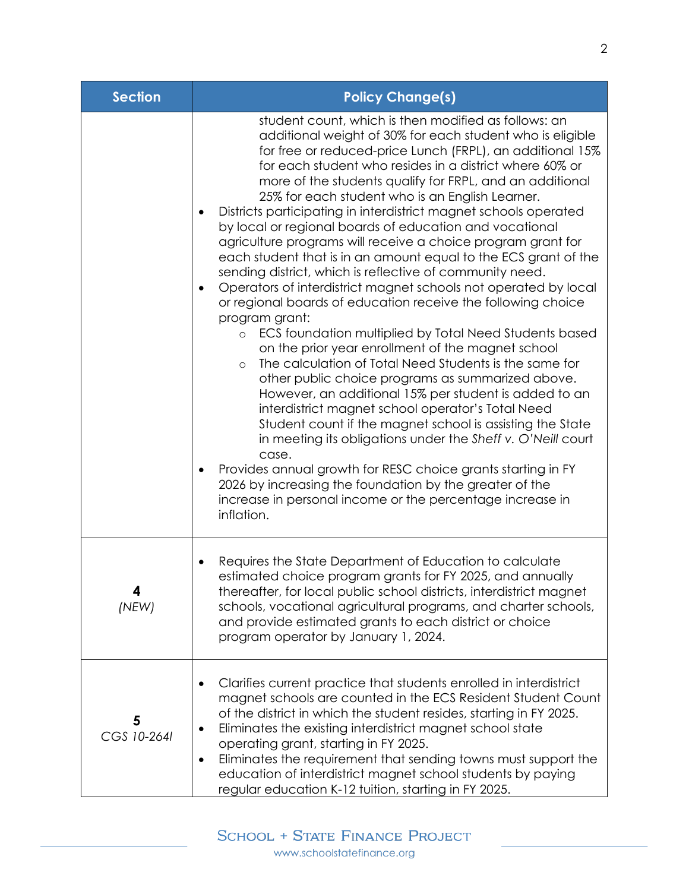| Section | Policy Change(s) |
| --- | --- |
| | student count, which is then modified as follows: an additional weight of 30% for each student who is eligible for free or reduced-price Lunch (FRPL), an additional 15% for each student who resides in a district where 60% or more of the students qualify for FRPL, and an additional 25% for each student who is an English Learner.<br>• Districts participating in interdistrict magnet schools operated by local or regional boards of education and vocational agriculture programs will receive a choice program grant for each student that is in an amount equal to the ECS grant of the sending district, which is reflective of community need.<br>• Operators of interdistrict magnet schools not operated by local or regional boards of education receive the following choice program grant:<br>  ○ ECS foundation multiplied by Total Need Students based on the prior year enrollment of the magnet school<br>  ○ The calculation of Total Need Students is the same for other public choice programs as summarized above. However, an additional 15% per student is added to an interdistrict magnet school operator's Total Need Student count if the magnet school is assisting the State in meeting its obligations under the *Sheff v. O'Neill* court case.<br>• Provides annual growth for RESC choice grants starting in FY 2026 by increasing the foundation by the greater of the increase in personal income or the percentage increase in inflation. |
| **4**<br>*(NEW)* | • Requires the State Department of Education to calculate estimated choice program grants for FY 2025, and annually thereafter, for local public school districts, interdistrict magnet schools, vocational agricultural programs, and charter schools, and provide estimated grants to each district or choice program operator by January 1, 2024. |
| **5**<br>*CGS 10-264l* | • Clarifies current practice that students enrolled in interdistrict magnet schools are counted in the ECS Resident Student Count of the district in which the student resides, starting in FY 2025.<br>• Eliminates the existing interdistrict magnet school state operating grant, starting in FY 2025.<br>• Eliminates the requirement that sending towns must support the education of interdistrict magnet school students by paying regular education K-12 tuition, starting in FY 2025. |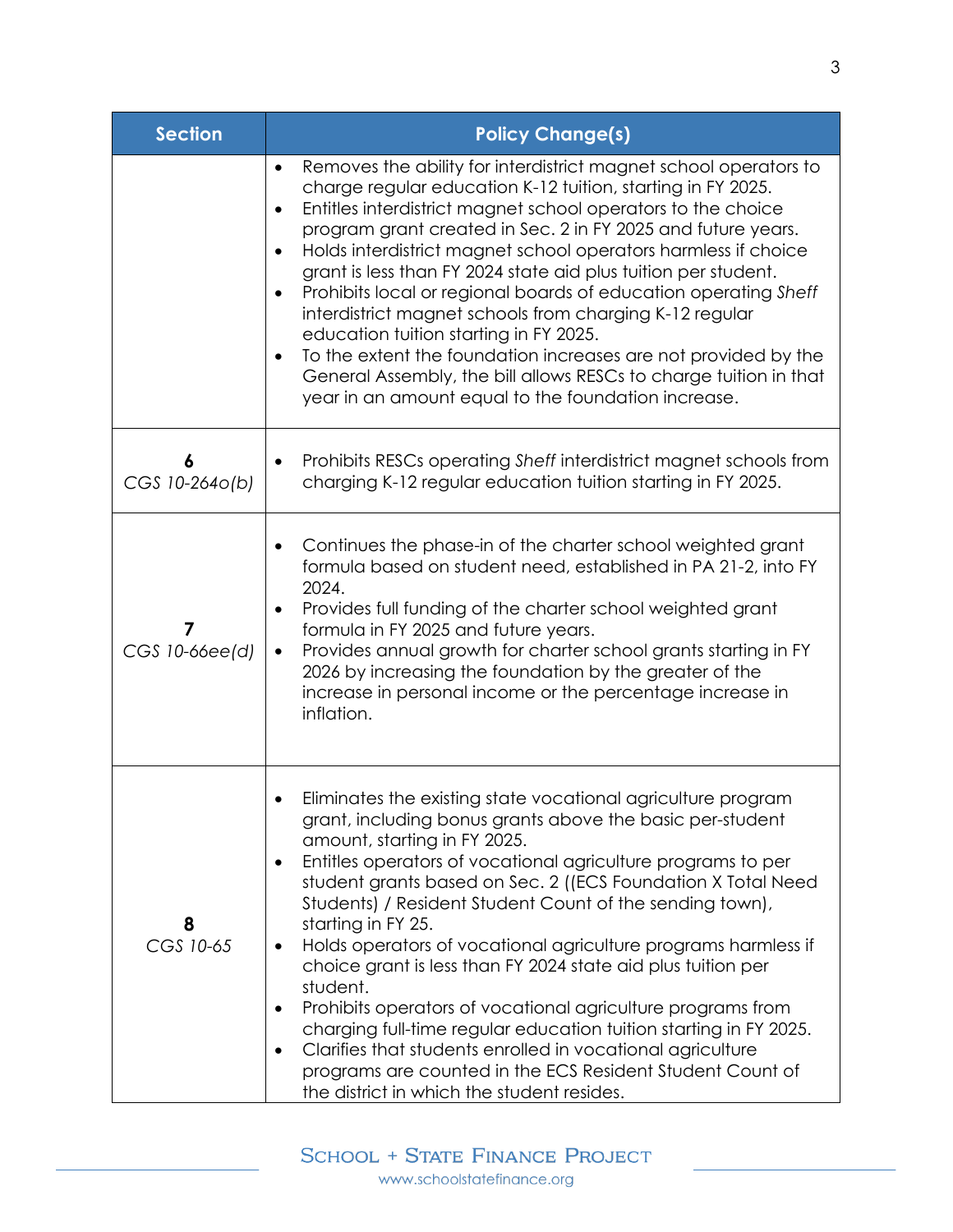| Section | Policy Change(s) |
|---|---|
| | • Removes the ability for interdistrict magnet school operators to charge regular education K-12 tuition, starting in FY 2025.<br>• Entitles interdistrict magnet school operators to the choice program grant created in Sec. 2 in FY 2025 and future years.<br>• Holds interdistrict magnet school operators harmless if choice grant is less than FY 2024 state aid plus tuition per student.<br>• Prohibits local or regional boards of education operating *Sheff* interdistrict magnet schools from charging K-12 regular education tuition starting in FY 2025.<br>• To the extent the foundation increases are not provided by the General Assembly, the bill allows RESCs to charge tuition in that year in an amount equal to the foundation increase. |
| **6**<br>*CGS 10-264o(b)* | • Prohibits RESCs operating *Sheff* interdistrict magnet schools from charging K-12 regular education tuition starting in FY 2025. |
| **7**<br>*CGS 10-66ee(d)* | • Continues the phase-in of the charter school weighted grant formula based on student need, established in PA 21-2, into FY 2024.<br>• Provides full funding of the charter school weighted grant formula in FY 2025 and future years.<br>• Provides annual growth for charter school grants starting in FY 2026 by increasing the foundation by the greater of the increase in personal income or the percentage increase in inflation. |
| **8**<br>*CGS 10-65* | • Eliminates the existing state vocational agriculture program grant, including bonus grants above the basic per-student amount, starting in FY 2025.<br>• Entitles operators of vocational agriculture programs to per student grants based on Sec. 2 ((ECS Foundation X Total Need Students) / Resident Student Count of the sending town), starting in FY 25.<br>• Holds operators of vocational agriculture programs harmless if choice grant is less than FY 2024 state aid plus tuition per student.<br>• Prohibits operators of vocational agriculture programs from charging full-time regular education tuition starting in FY 2025.<br>• Clarifies that students enrolled in vocational agriculture programs are counted in the ECS Resident Student Count of the district in which the student resides. |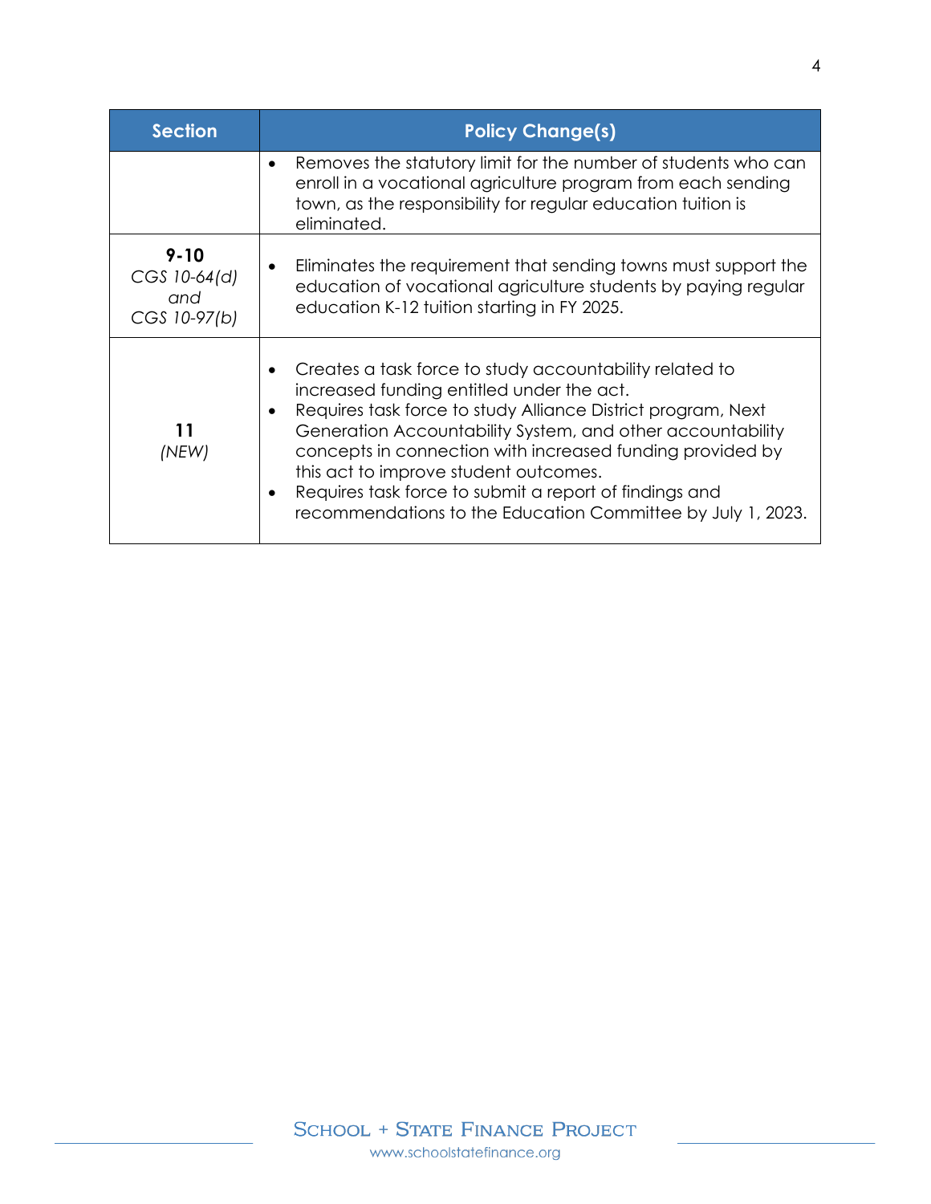| Section | Policy Change(s) |
| --- | --- |
| | • Removes the statutory limit for the number of students who can enroll in a vocational agriculture program from each sending town, as the responsibility for regular education tuition is eliminated. |
| **9-10** *CGS 10-64(d) and CGS 10-97(b)* | • Eliminates the requirement that sending towns must support the education of vocational agriculture students by paying regular education K-12 tuition starting in FY 2025. |
| **11** *(NEW)* | • Creates a task force to study accountability related to increased funding entitled under the act. • Requires task force to study Alliance District program, Next Generation Accountability System, and other accountability concepts in connection with increased funding provided by this act to improve student outcomes. • Requires task force to submit a report of findings and recommendations to the Education Committee by July 1, 2023. |